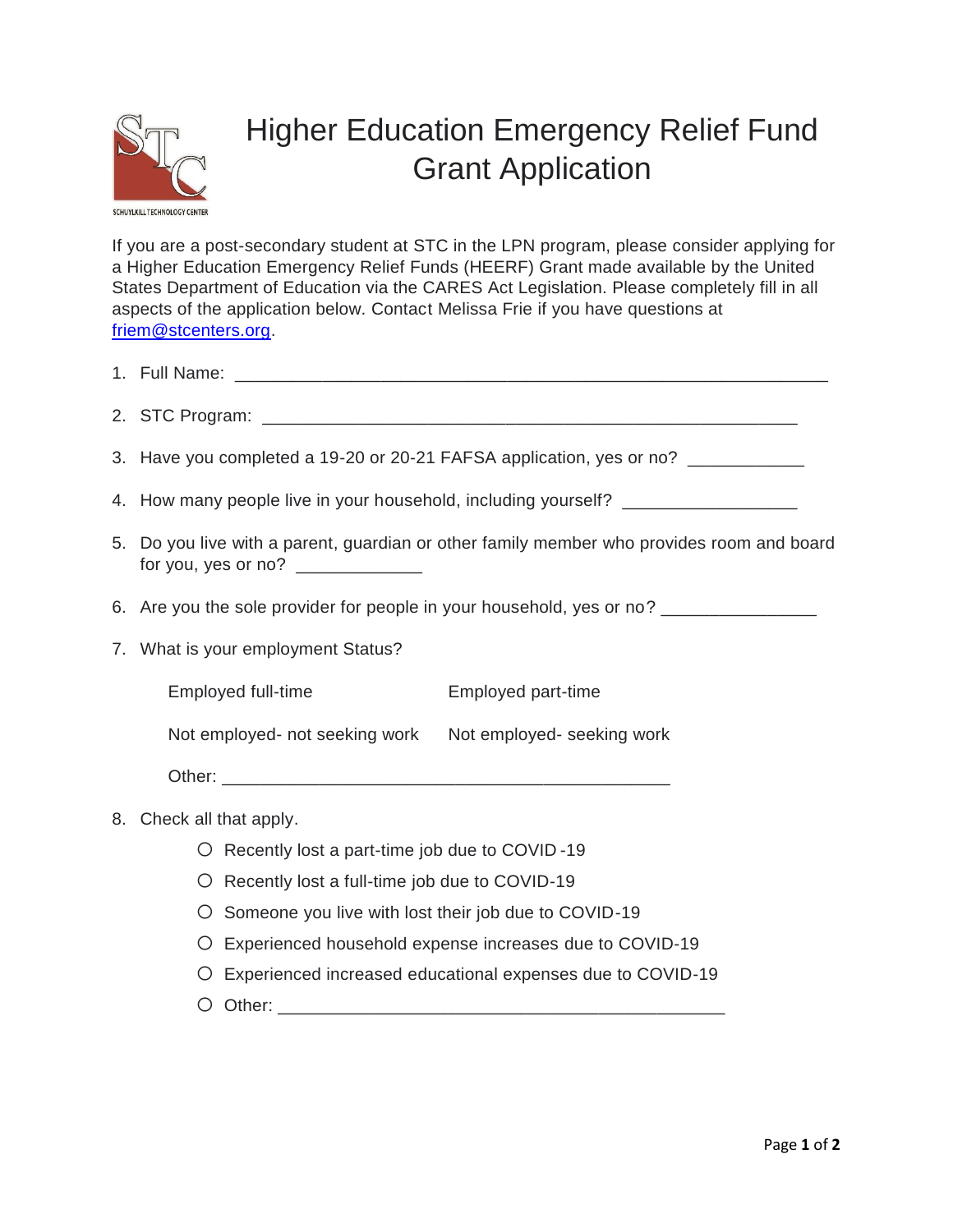# Higher Education Emergency Relief Fund Grant Application

SCHUYLKILL TECHNOLOGY CENTER

If you are a post-secondary student at STC in the LPN program, please consider applying for a Higher Education Emergency Relief Funds (HEERF) Grant made available by the United States Department of Education via the CARES Act Legislation. Please completely fill in all aspects of the application below. Contact Melissa Frie if you have questions at friem@stcenters.org.

1. Full Name: ____________________________________________________________
2. STC Program: _______________________________________________________
3. Have you completed a 19-20 or 20-21 FAFSA application, yes or no? ____________
4. How many people live in your household, including yourself? __________________
5. Do you live with a parent, guardian or other family member who provides room and board for you, yes or no? _____________
6. Are you the sole provider for people in your household, yes or no? ________________
7. What is your employment Status?

   Employed full-time

   Employed part-time

   Not employed- not seeking work

   Not employed- seeking work

   Other: ______________________________________________

8. Check all that apply.
   - ○ Recently lost a part-time job due to COVID-19
   - ○ Recently lost a full-time job due to COVID-19
   - ○ Someone you live with lost their job due to COVID-19
   - ○ Experienced household expense increases due to COVID-19
   - ○ Experienced increased educational expenses due to COVID-19
   - ○ Other: ______________________________________________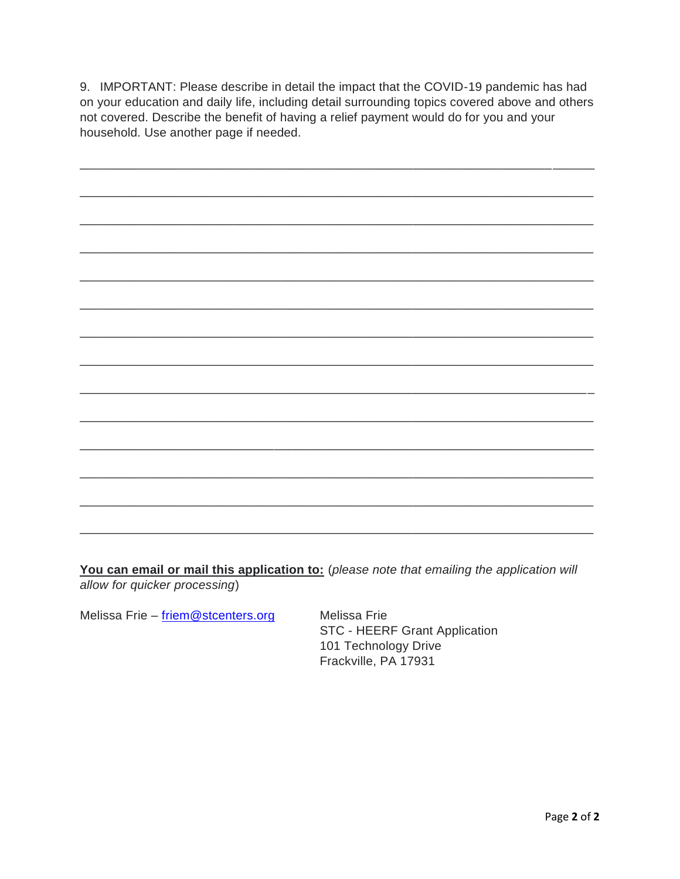9. IMPORTANT: Please describe in detail the impact that the COVID-19 pandemic has had on your education and daily life, including detail surrounding topics covered above and others not covered. Describe the benefit of having a relief payment would do for you and your household. Use another page if needed.

______________________________________________________________________

______________________________________________________________________

______________________________________________________________________

______________________________________________________________________

______________________________________________________________________

______________________________________________________________________

______________________________________________________________________

______________________________________________________________________

______________________________________________________________________

______________________________________________________________________

______________________________________________________________________

______________________________________________________________________

______________________________________________________________________

______________________________________________________________________

**You can email or mail this application to:** (*please note that emailing the application will allow for quicker processing*)

Melissa Frie – [friem@stcenters.org](mailto:friem@stcenters.org)

Melissa Frie
STC - HEERF Grant Application
101 Technology Drive
Frackville, PA 17931